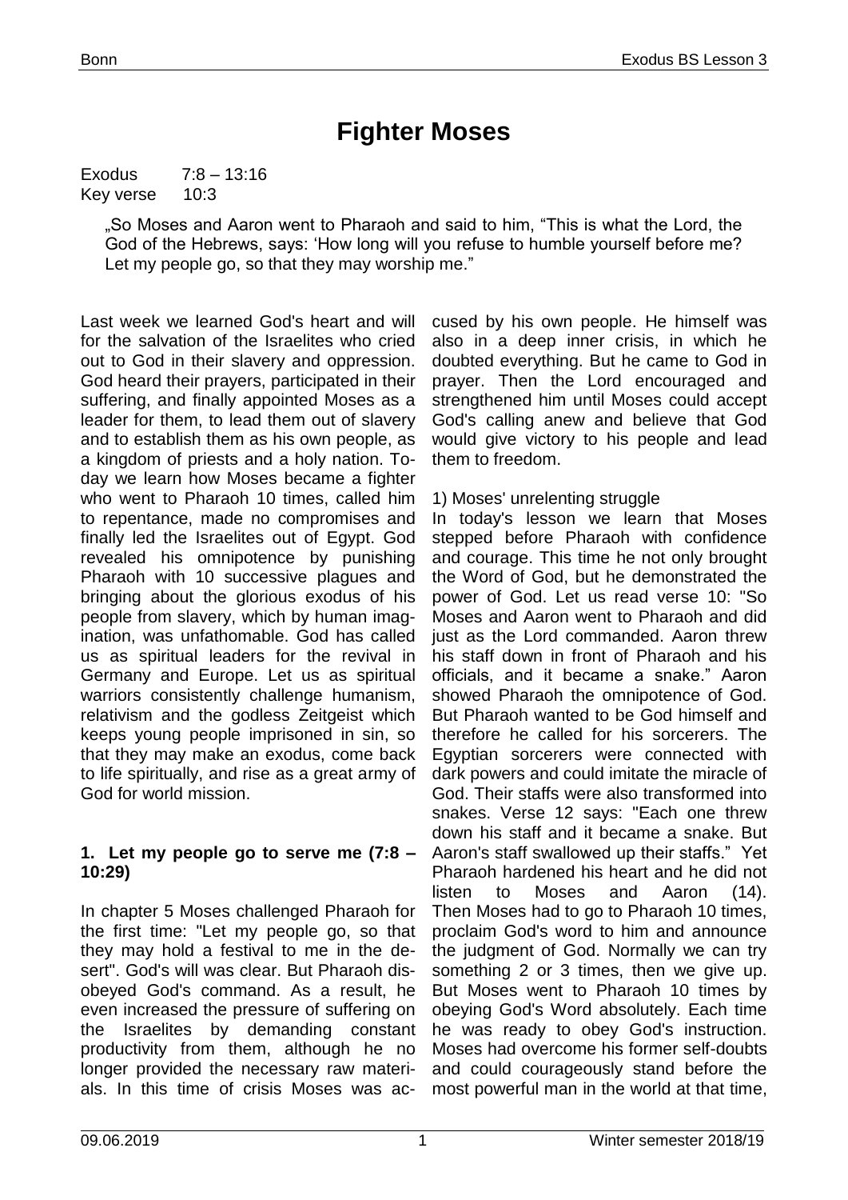# Fighter Moses

Exodus 7:8 – 13:16
Key verse 10:3

> „So Moses and Aaron went to Pharaoh and said to him, "This is what the Lord, the God of the Hebrews, says: 'How long will you refuse to humble yourself before me? Let my people go, so that they may worship me."

Last week we learned God's heart and will for the salvation of the Israelites who cried out to God in their slavery and oppression. God heard their prayers, participated in their suffering, and finally appointed Moses as a leader for them, to lead them out of slavery and to establish them as his own people, as a kingdom of priests and a holy nation. Today we learn how Moses became a fighter who went to Pharaoh 10 times, called him to repentance, made no compromises and finally led the Israelites out of Egypt. God revealed his omnipotence by punishing Pharaoh with 10 successive plagues and bringing about the glorious exodus of his people from slavery, which by human imagination, was unfathomable. God has called us as spiritual leaders for the revival in Germany and Europe. Let us as spiritual warriors consistently challenge humanism, relativism and the godless Zeitgeist which keeps young people imprisoned in sin, so that they may make an exodus, come back to life spiritually, and rise as a great army of God for world mission.

## 1. Let my people go to serve me (7:8 – 10:29)

In chapter 5 Moses challenged Pharaoh for the first time: "Let my people go, so that they may hold a festival to me in the desert". God's will was clear. But Pharaoh disobeyed God's command. As a result, he even increased the pressure of suffering on the Israelites by demanding constant productivity from them, although he no longer provided the necessary raw materials. In this time of crisis Moses was accused by his own people. He himself was also in a deep inner crisis, in which he doubted everything. But he came to God in prayer. Then the Lord encouraged and strengthened him until Moses could accept God's calling anew and believe that God would give victory to his people and lead them to freedom.

1) Moses' unrelenting struggle

In today's lesson we learn that Moses stepped before Pharaoh with confidence and courage. This time he not only brought the Word of God, but he demonstrated the power of God. Let us read verse 10: "So Moses and Aaron went to Pharaoh and did just as the Lord commanded. Aaron threw his staff down in front of Pharaoh and his officials, and it became a snake." Aaron showed Pharaoh the omnipotence of God. But Pharaoh wanted to be God himself and therefore he called for his sorcerers. The Egyptian sorcerers were connected with dark powers and could imitate the miracle of God. Their staffs were also transformed into snakes. Verse 12 says: "Each one threw down his staff and it became a snake. But Aaron's staff swallowed up their staffs." Yet Pharaoh hardened his heart and he did not listen to Moses and Aaron (14). Then Moses had to go to Pharaoh 10 times, proclaim God's word to him and announce the judgment of God. Normally we can try something 2 or 3 times, then we give up. But Moses went to Pharaoh 10 times by obeying God's Word absolutely. Each time he was ready to obey God's instruction. Moses had overcome his former self-doubts and could courageously stand before the most powerful man in the world at that time,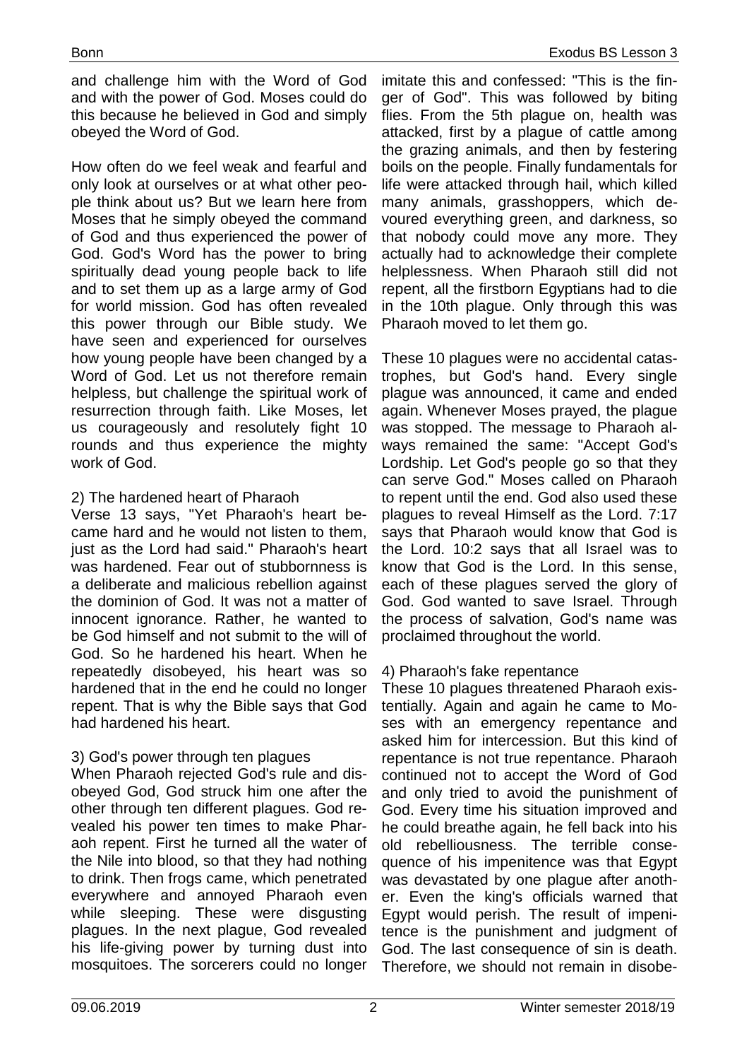and challenge him with the Word of God and with the power of God. Moses could do this because he believed in God and simply obeyed the Word of God.

How often do we feel weak and fearful and only look at ourselves or at what other people think about us? But we learn here from Moses that he simply obeyed the command of God and thus experienced the power of God. God's Word has the power to bring spiritually dead young people back to life and to set them up as a large army of God for world mission. God has often revealed this power through our Bible study. We have seen and experienced for ourselves how young people have been changed by a Word of God. Let us not therefore remain helpless, but challenge the spiritual work of resurrection through faith. Like Moses, let us courageously and resolutely fight 10 rounds and thus experience the mighty work of God.

2) The hardened heart of Pharaoh
Verse 13 says, "Yet Pharaoh's heart became hard and he would not listen to them, just as the Lord had said." Pharaoh's heart was hardened. Fear out of stubbornness is a deliberate and malicious rebellion against the dominion of God. It was not a matter of innocent ignorance. Rather, he wanted to be God himself and not submit to the will of God. So he hardened his heart. When he repeatedly disobeyed, his heart was so hardened that in the end he could no longer repent. That is why the Bible says that God had hardened his heart.

3) God's power through ten plagues
When Pharaoh rejected God's rule and disobeyed God, God struck him one after the other through ten different plagues. God revealed his power ten times to make Pharaoh repent. First he turned all the water of the Nile into blood, so that they had nothing to drink. Then frogs came, which penetrated everywhere and annoyed Pharaoh even while sleeping. These were disgusting plagues. In the next plague, God revealed his life-giving power by turning dust into mosquitoes. The sorcerers could no longer imitate this and confessed: "This is the finger of God". This was followed by biting flies. From the 5th plague on, health was attacked, first by a plague of cattle among the grazing animals, and then by festering boils on the people. Finally fundamentals for life were attacked through hail, which killed many animals, grasshoppers, which devoured everything green, and darkness, so that nobody could move any more. They actually had to acknowledge their complete helplessness. When Pharaoh still did not repent, all the firstborn Egyptians had to die in the 10th plague. Only through this was Pharaoh moved to let them go.

These 10 plagues were no accidental catastrophes, but God's hand. Every single plague was announced, it came and ended again. Whenever Moses prayed, the plague was stopped. The message to Pharaoh always remained the same: "Accept God's Lordship. Let God's people go so that they can serve God." Moses called on Pharaoh to repent until the end. God also used these plagues to reveal Himself as the Lord. 7:17 says that Pharaoh would know that God is the Lord. 10:2 says that all Israel was to know that God is the Lord. In this sense, each of these plagues served the glory of God. God wanted to save Israel. Through the process of salvation, God's name was proclaimed throughout the world.

4) Pharaoh's fake repentance
These 10 plagues threatened Pharaoh existentially. Again and again he came to Moses with an emergency repentance and asked him for intercession. But this kind of repentance is not true repentance. Pharaoh continued not to accept the Word of God and only tried to avoid the punishment of God. Every time his situation improved and he could breathe again, he fell back into his old rebelliousness. The terrible consequence of his impenitence was that Egypt was devastated by one plague after another. Even the king's officials warned that Egypt would perish. The result of impenitence is the punishment and judgment of God. The last consequence of sin is death. Therefore, we should not remain in disobe-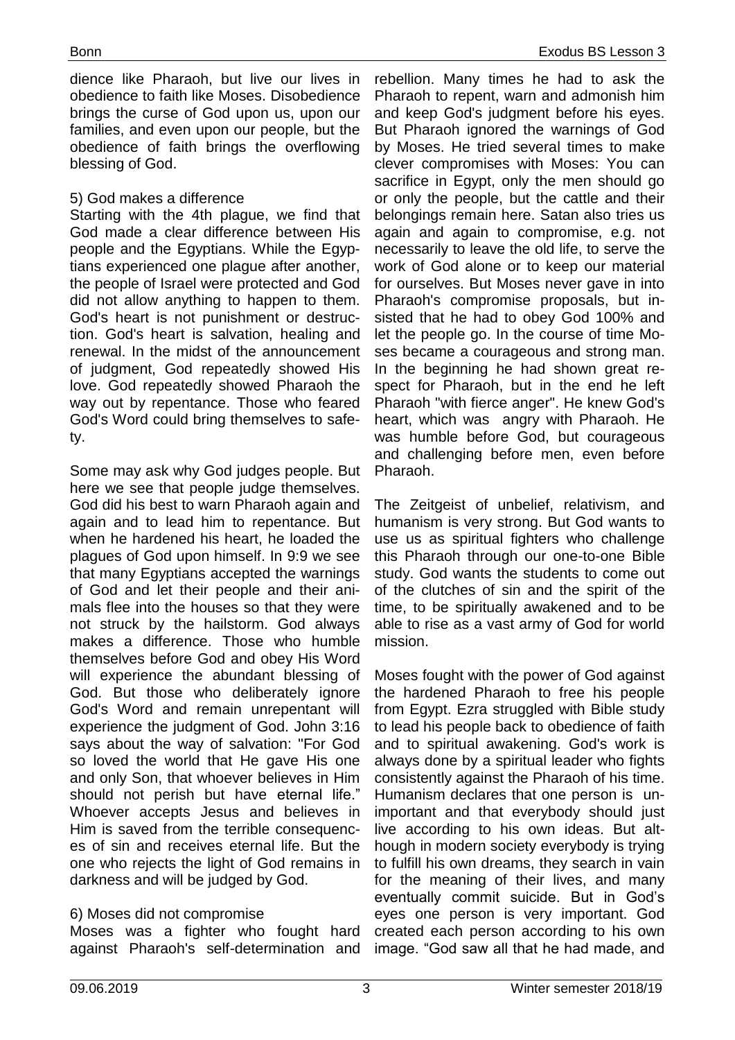dience like Pharaoh, but live our lives in obedience to faith like Moses. Disobedience brings the curse of God upon us, upon our families, and even upon our people, but the obedience of faith brings the overflowing blessing of God.

5) God makes a difference

Starting with the 4th plague, we find that God made a clear difference between His people and the Egyptians. While the Egyptians experienced one plague after another, the people of Israel were protected and God did not allow anything to happen to them. God's heart is not punishment or destruction. God's heart is salvation, healing and renewal. In the midst of the announcement of judgment, God repeatedly showed His love. God repeatedly showed Pharaoh the way out by repentance. Those who feared God's Word could bring themselves to safety.

Some may ask why God judges people. But here we see that people judge themselves. God did his best to warn Pharaoh again and again and to lead him to repentance. But when he hardened his heart, he loaded the plagues of God upon himself. In 9:9 we see that many Egyptians accepted the warnings of God and let their people and their animals flee into the houses so that they were not struck by the hailstorm. God always makes a difference. Those who humble themselves before God and obey His Word will experience the abundant blessing of God. But those who deliberately ignore God's Word and remain unrepentant will experience the judgment of God. John 3:16 says about the way of salvation: "For God so loved the world that He gave His one and only Son, that whoever believes in Him should not perish but have eternal life." Whoever accepts Jesus and believes in Him is saved from the terrible consequences of sin and receives eternal life. But the one who rejects the light of God remains in darkness and will be judged by God.

6) Moses did not compromise

Moses was a fighter who fought hard against Pharaoh's self-determination and rebellion. Many times he had to ask the Pharaoh to repent, warn and admonish him and keep God's judgment before his eyes. But Pharaoh ignored the warnings of God by Moses. He tried several times to make clever compromises with Moses: You can sacrifice in Egypt, only the men should go or only the people, but the cattle and their belongings remain here. Satan also tries us again and again to compromise, e.g. not necessarily to leave the old life, to serve the work of God alone or to keep our material for ourselves. But Moses never gave in into Pharaoh's compromise proposals, but insisted that he had to obey God 100% and let the people go. In the course of time Moses became a courageous and strong man. In the beginning he had shown great respect for Pharaoh, but in the end he left Pharaoh "with fierce anger". He knew God's heart, which was angry with Pharaoh. He was humble before God, but courageous and challenging before men, even before Pharaoh.

The Zeitgeist of unbelief, relativism, and humanism is very strong. But God wants to use us as spiritual fighters who challenge this Pharaoh through our one-to-one Bible study. God wants the students to come out of the clutches of sin and the spirit of the time, to be spiritually awakened and to be able to rise as a vast army of God for world mission.

Moses fought with the power of God against the hardened Pharaoh to free his people from Egypt. Ezra struggled with Bible study to lead his people back to obedience of faith and to spiritual awakening. God's work is always done by a spiritual leader who fights consistently against the Pharaoh of his time. Humanism declares that one person is unimportant and that everybody should just live according to his own ideas. But although in modern society everybody is trying to fulfill his own dreams, they search in vain for the meaning of their lives, and many eventually commit suicide. But in God's eyes one person is very important. God created each person according to his own image. "God saw all that he had made, and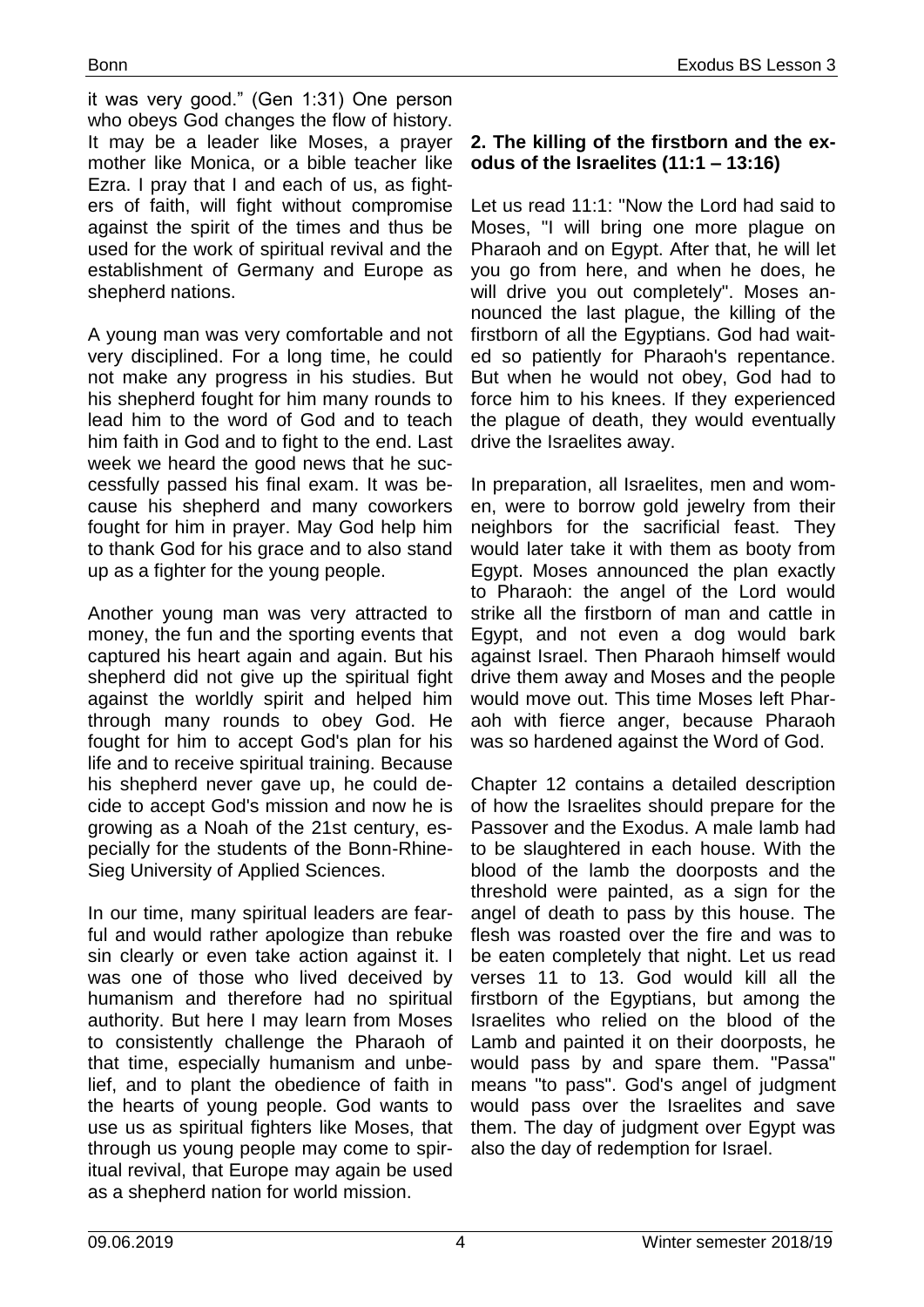it was very good." (Gen 1:31) One person who obeys God changes the flow of history. It may be a leader like Moses, a prayer mother like Monica, or a bible teacher like Ezra. I pray that I and each of us, as fighters of faith, will fight without compromise against the spirit of the times and thus be used for the work of spiritual revival and the establishment of Germany and Europe as shepherd nations.

A young man was very comfortable and not very disciplined. For a long time, he could not make any progress in his studies. But his shepherd fought for him many rounds to lead him to the word of God and to teach him faith in God and to fight to the end. Last week we heard the good news that he successfully passed his final exam. It was because his shepherd and many coworkers fought for him in prayer. May God help him to thank God for his grace and to also stand up as a fighter for the young people.

Another young man was very attracted to money, the fun and the sporting events that captured his heart again and again. But his shepherd did not give up the spiritual fight against the worldly spirit and helped him through many rounds to obey God. He fought for him to accept God's plan for his life and to receive spiritual training. Because his shepherd never gave up, he could decide to accept God's mission and now he is growing as a Noah of the 21st century, especially for the students of the Bonn-Rhine-Sieg University of Applied Sciences.

In our time, many spiritual leaders are fearful and would rather apologize than rebuke sin clearly or even take action against it. I was one of those who lived deceived by humanism and therefore had no spiritual authority. But here I may learn from Moses to consistently challenge the Pharaoh of that time, especially humanism and unbelief, and to plant the obedience of faith in the hearts of young people. God wants to use us as spiritual fighters like Moses, that through us young people may come to spiritual revival, that Europe may again be used as a shepherd nation for world mission.

**2. The killing of the firstborn and the exodus of the Israelites (11:1 – 13:16)**

Let us read 11:1: "Now the Lord had said to Moses, "I will bring one more plague on Pharaoh and on Egypt. After that, he will let you go from here, and when he does, he will drive you out completely". Moses announced the last plague, the killing of the firstborn of all the Egyptians. God had waited so patiently for Pharaoh's repentance. But when he would not obey, God had to force him to his knees. If they experienced the plague of death, they would eventually drive the Israelites away.

In preparation, all Israelites, men and women, were to borrow gold jewelry from their neighbors for the sacrificial feast. They would later take it with them as booty from Egypt. Moses announced the plan exactly to Pharaoh: the angel of the Lord would strike all the firstborn of man and cattle in Egypt, and not even a dog would bark against Israel. Then Pharaoh himself would drive them away and Moses and the people would move out. This time Moses left Pharaoh with fierce anger, because Pharaoh was so hardened against the Word of God.

Chapter 12 contains a detailed description of how the Israelites should prepare for the Passover and the Exodus. A male lamb had to be slaughtered in each house. With the blood of the lamb the doorposts and the threshold were painted, as a sign for the angel of death to pass by this house. The flesh was roasted over the fire and was to be eaten completely that night. Let us read verses 11 to 13. God would kill all the firstborn of the Egyptians, but among the Israelites who relied on the blood of the Lamb and painted it on their doorposts, he would pass by and spare them. "Passa" means "to pass". God's angel of judgment would pass over the Israelites and save them. The day of judgment over Egypt was also the day of redemption for Israel.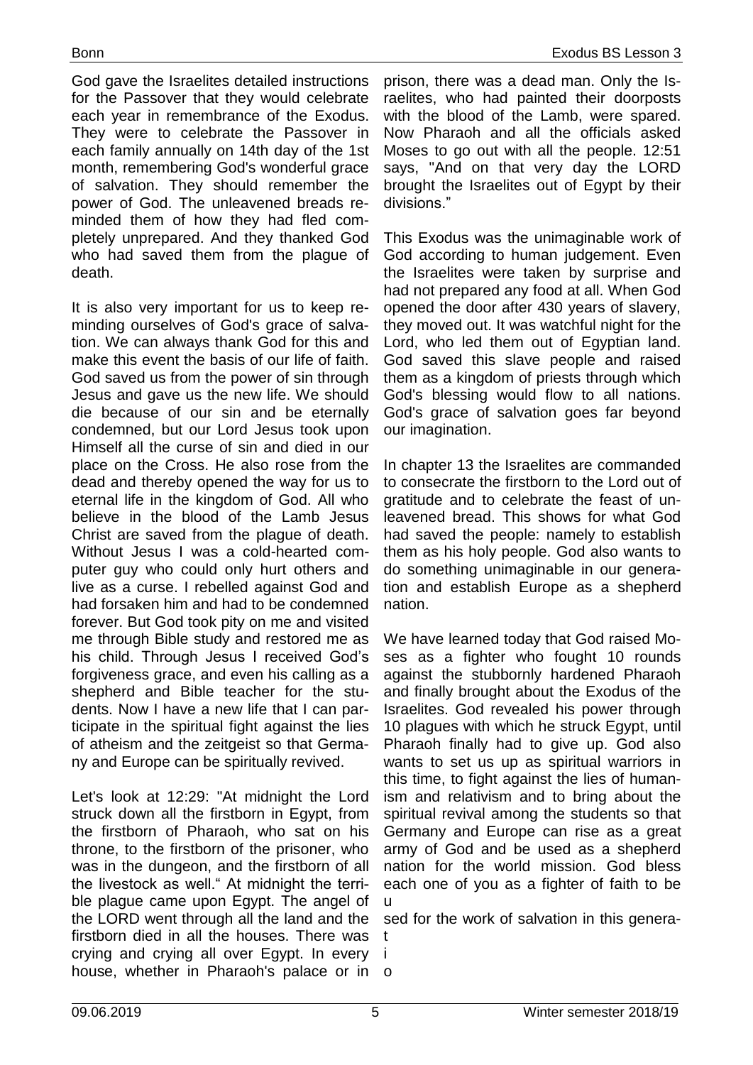God gave the Israelites detailed instructions for the Passover that they would celebrate each year in remembrance of the Exodus. They were to celebrate the Passover in each family annually on 14th day of the 1st month, remembering God's wonderful grace of salvation. They should remember the power of God. The unleavened breads reminded them of how they had fled completely unprepared. And they thanked God who had saved them from the plague of death.

It is also very important for us to keep reminding ourselves of God's grace of salvation. We can always thank God for this and make this event the basis of our life of faith. God saved us from the power of sin through Jesus and gave us the new life. We should die because of our sin and be eternally condemned, but our Lord Jesus took upon Himself all the curse of sin and died in our place on the Cross. He also rose from the dead and thereby opened the way for us to eternal life in the kingdom of God. All who believe in the blood of the Lamb Jesus Christ are saved from the plague of death. Without Jesus I was a cold-hearted computer guy who could only hurt others and live as a curse. I rebelled against God and had forsaken him and had to be condemned forever. But God took pity on me and visited me through Bible study and restored me as his child. Through Jesus I received God's forgiveness grace, and even his calling as a shepherd and Bible teacher for the students. Now I have a new life that I can participate in the spiritual fight against the lies of atheism and the zeitgeist so that Germany and Europe can be spiritually revived.

Let's look at 12:29: "At midnight the Lord struck down all the firstborn in Egypt, from the firstborn of Pharaoh, who sat on his throne, to the firstborn of the prisoner, who was in the dungeon, and the firstborn of all the livestock as well." At midnight the terrible plague came upon Egypt. The angel of the LORD went through all the land and the firstborn died in all the houses. There was crying and crying all over Egypt. In every house, whether in Pharaoh's palace or in prison, there was a dead man. Only the Israelites, who had painted their doorposts with the blood of the Lamb, were spared. Now Pharaoh and all the officials asked Moses to go out with all the people. 12:51 says, "And on that very day the LORD brought the Israelites out of Egypt by their divisions."

This Exodus was the unimaginable work of God according to human judgement. Even the Israelites were taken by surprise and had not prepared any food at all. When God opened the door after 430 years of slavery, they moved out. It was watchful night for the Lord, who led them out of Egyptian land. God saved this slave people and raised them as a kingdom of priests through which God's blessing would flow to all nations. God's grace of salvation goes far beyond our imagination.

In chapter 13 the Israelites are commanded to consecrate the firstborn to the Lord out of gratitude and to celebrate the feast of unleavened bread. This shows for what God had saved the people: namely to establish them as his holy people. God also wants to do something unimaginable in our generation and establish Europe as a shepherd nation.

We have learned today that God raised Moses as a fighter who fought 10 rounds against the stubbornly hardened Pharaoh and finally brought about the Exodus of the Israelites. God revealed his power through 10 plagues with which he struck Egypt, until Pharaoh finally had to give up. God also wants to set us up as spiritual warriors in this time, to fight against the lies of humanism and relativism and to bring about the spiritual revival among the students so that Germany and Europe can rise as a great army of God and be used as a shepherd nation for the world mission. God bless each one of you as a fighter of faith to be used for the work of salvation in this generatio